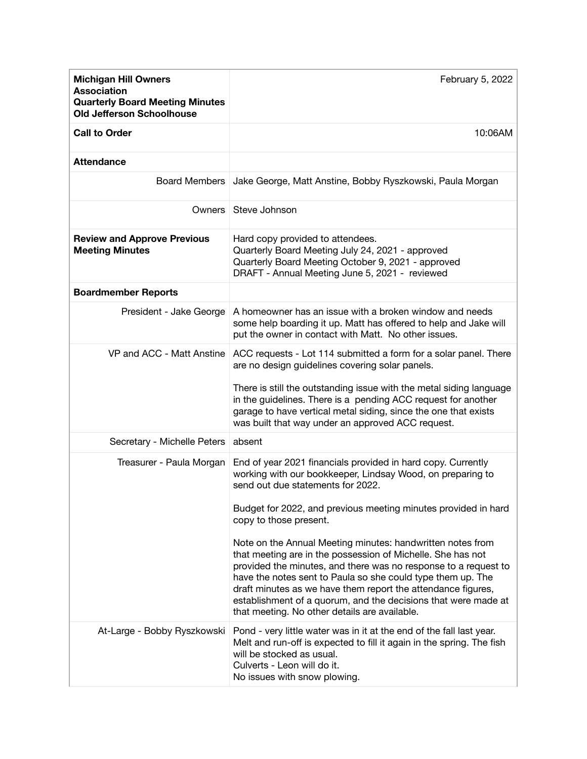| **Michigan Hill Owners Association<br>Quarterly Board Meeting Minutes<br>Old Jefferson Schoolhouse** | February 5, 2022 |
|---|---|
| **Call to Order** | 10:06AM |
| **Attendance** | |
| Board Members | Jake George, Matt Anstine, Bobby Ryszkowski, Paula Morgan |
| Owners | Steve Johnson |
| **Review and Approve Previous Meeting Minutes** | Hard copy provided to attendees.<br>Quarterly Board Meeting July 24, 2021 - approved<br>Quarterly Board Meeting October 9, 2021 - approved<br>DRAFT - Annual Meeting June 5, 2021 - reviewed |
| **Boardmember Reports** | |
| President - Jake George | A homeowner has an issue with a broken window and needs some help boarding it up. Matt has offered to help and Jake will put the owner in contact with Matt. No other issues. |
| VP and ACC - Matt Anstine | ACC requests - Lot 114 submitted a form for a solar panel. There are no design guidelines covering solar panels.<br><br>There is still the outstanding issue with the metal siding language in the guidelines. There is a pending ACC request for another garage to have vertical metal siding, since the one that exists was built that way under an approved ACC request. |
| Secretary - Michelle Peters | absent |
| Treasurer - Paula Morgan | End of year 2021 financials provided in hard copy. Currently working with our bookkeeper, Lindsay Wood, on preparing to send out due statements for 2022.<br><br>Budget for 2022, and previous meeting minutes provided in hard copy to those present.<br><br>Note on the Annual Meeting minutes: handwritten notes from that meeting are in the possession of Michelle. She has not provided the minutes, and there was no response to a request to have the notes sent to Paula so she could type them up. The draft minutes as we have them report the attendance figures, establishment of a quorum, and the decisions that were made at that meeting. No other details are available. |
| At-Large - Bobby Ryszkowski | Pond - very little water was in it at the end of the fall last year. Melt and run-off is expected to fill it again in the spring. The fish will be stocked as usual.<br>Culverts - Leon will do it.<br>No issues with snow plowing. |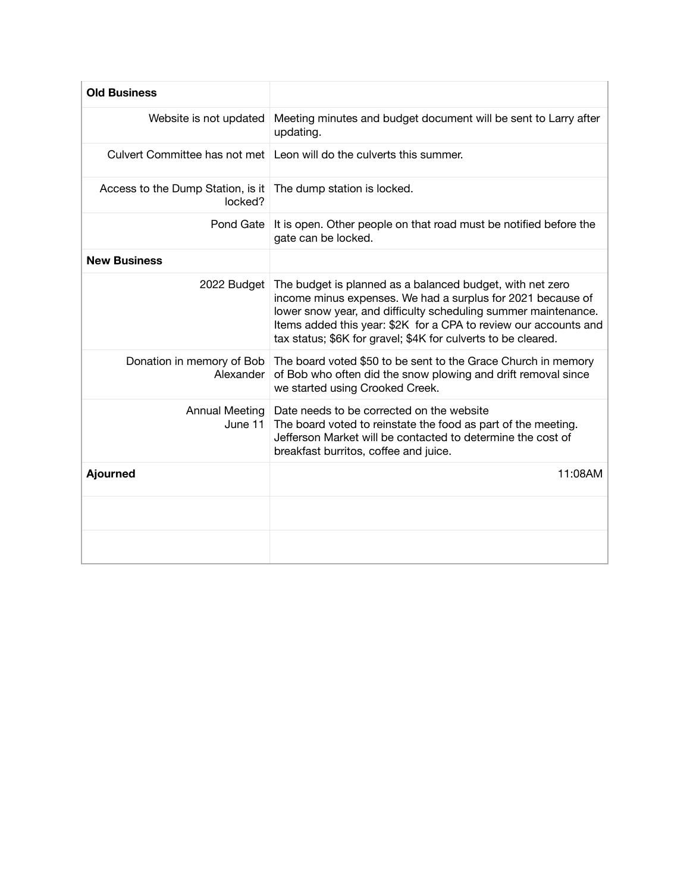| | |
|---|---|
| **Old Business** | |
| Website is not updated | Meeting minutes and budget document will be sent to Larry after updating. |
| Culvert Committee has not met | Leon will do the culverts this summer. |
| Access to the Dump Station, is it locked? | The dump station is locked. |
| Pond Gate | It is open. Other people on that road must be notified before the gate can be locked. |
| **New Business** | |
| 2022 Budget | The budget is planned as a balanced budget, with net zero income minus expenses. We had a surplus for 2021 because of lower snow year, and difficulty scheduling summer maintenance. Items added this year: $2K for a CPA to review our accounts and tax status; $6K for gravel; $4K for culverts to be cleared. |
| Donation in memory of Bob Alexander | The board voted $50 to be sent to the Grace Church in memory of Bob who often did the snow plowing and drift removal since we started using Crooked Creek. |
| Annual Meeting June 11 | Date needs to be corrected on the website<br>The board voted to reinstate the food as part of the meeting. Jefferson Market will be contacted to determine the cost of breakfast burritos, coffee and juice. |
| **Ajourned** | 11:08AM |
| | |
| | |